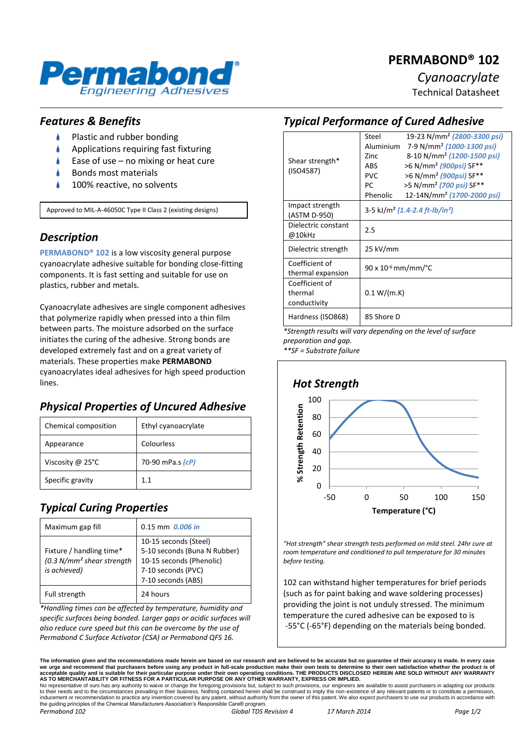# PERMABOND® 102

*Cyanoacrylate*

Technical Datasheet

## *Features & Benefits*

- Plastic and rubber bonding
- Applications requiring fast fixturing
- Ease of use – no mixing or heat cure
- Bonds most materials
- 100% reactive, no solvents

Approved to MIL-A-46050C Type II Class 2 (existing designs)

## *Description*

**PERMABOND® 102** is a low viscosity general purpose cyanoacrylate adhesive suitable for bonding close-fitting components. It is fast setting and suitable for use on plastics, rubber and metals.

Cyanoacrylate adhesives are single component adhesives that polymerize rapidly when pressed into a thin film between parts. The moisture adsorbed on the surface initiates the curing of the adhesive. Strong bonds are developed extremely fast and on a great variety of materials. These properties make **PERMABOND** cyanoacrylates ideal adhesives for high speed production lines.

## *Physical Properties of Uncured Adhesive*

| | |
|---|---|
| Chemical composition | Ethyl cyanoacrylate |
| Appearance | Colourless |
| Viscosity @ 25°C | 70-90 mPa.s *(cP)* |
| Specific gravity | 1.1 |

## *Typical Curing Properties*

| | |
|---|---|
| Maximum gap fill | 0.15 mm *0.006 in* |
| Fixture / handling time* *(0.3 N/mm² shear strength is achieved)* | 10-15 seconds (Steel)<br>5-10 seconds (Buna N Rubber)<br>10-15 seconds (Phenolic)<br>7-10 seconds (PVC)<br>7-10 seconds (ABS) |
| Full strength | 24 hours |

*\*Handling times can be affected by temperature, humidity and specific surfaces being bonded. Larger gaps or acidic surfaces will also reduce cure speed but this can be overcome by the use of Permabond C Surface Activator (CSA) or Permabond QFS 16.*

## *Typical Performance of Cured Adhesive*

| | |
|---|---|
| Shear strength* (ISO4587) | Steel 19-23 N/mm² *(2800-3300 psi)*<br>Aluminium 7-9 N/mm² *(1000-1300 psi)*<br>Zinc 8-10 N/mm² *(1200-1500 psi)*<br>ABS >6 N/mm² *(900psi)* SF**<br>PVC >6 N/mm² *(900psi)* SF**<br>PC >5 N/mm² *(700 psi)* SF**<br>Phenolic 12-14N/mm² *(1700-2000 psi)* |
| Impact strength (ASTM D-950) | 3-5 kJ/m² *(1.4-2.4 ft-lb/in²)* |
| Dielectric constant @10kHz | 2.5 |
| Dielectric strength | 25 kV/mm |
| Coefficient of thermal expansion | 90 x $10^{-6}$ mm/mm/°C |
| Coefficient of thermal conductivity | 0.1 W/(m.K) |
| Hardness (ISO868) | 85 Shore D |

*\*Strength results will vary depending on the level of surface preparation and gap.*
*\*\*SF = Substrate failure*

### *Hot Strength*

*"Hot strength" shear strength tests performed on mild steel. 24hr cure at room temperature and conditioned to pull temperature for 30 minutes before testing.*

102 can withstand higher temperatures for brief periods (such as for paint baking and wave soldering processes) providing the joint is not unduly stressed. The minimum temperature the cured adhesive can be exposed to is -55°C (-65°F) depending on the materials being bonded.

**The information given and the recommendations made herein are based on our research and are believed to be accurate but no guarantee of their accuracy is made. In every case we urge and recommend that purchasers before using any product in full-scale production make their own tests to determine to their own satisfaction whether the product is of acceptable quality and is suitable for their particular purpose under their own operating conditions. THE PRODUCTS DISCLOSED HEREIN ARE SOLD WITHOUT ANY WARRANTY AS TO MERCHANTABILITY OR FITNESS FOR A PARTICULAR PURPOSE OR ANY OTHER WARRANTY, EXPRESS OR IMPLIED.**
No representative of ours has any authority to waive or change the foregoing provisions but, subject to such provisions, our engineers are available to assist purchasers in adapting our products to their needs and to the circumstances prevailing in their business. Nothing contained herein shall be construed to imply the non-existence of any relevant patents or to constitute a permission, inducement or recommendation to practice any invention covered by any patent, without authority from the owner of this patent. We also expect purchasers to use our products in accordance with the guiding principles of the Chemical Manufacturers Association's Responsible Care® program.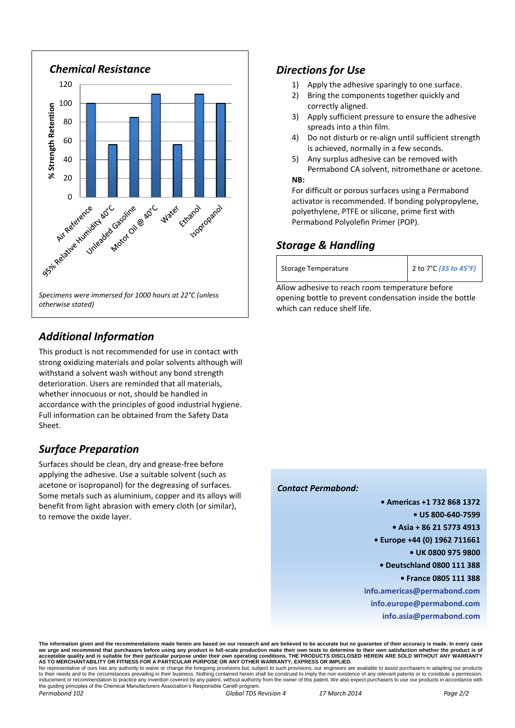## Chemical Resistance

% Strength Retention

120
100
80
60
40
20
0

Air Reference
95% Relative Humidity 40°C
Unleaded Gasoline
Motor Oil @ 40°C
Water
Ethanol
Isopropanol

*Specimens were immersed for 1000 hours at 22°C (unless otherwise stated)*

## Additional Information

This product is not recommended for use in contact with strong oxidizing materials and polar solvents although will withstand a solvent wash without any bond strength deterioration. Users are reminded that all materials, whether innocuous or not, should be handled in accordance with the principles of good industrial hygiene. Full information can be obtained from the Safety Data Sheet.

## Surface Preparation

Surfaces should be clean, dry and grease-free before applying the adhesive. Use a suitable solvent (such as acetone or isopropanol) for the degreasing of surfaces. Some metals such as aluminium, copper and its alloys will benefit from light abrasion with emery cloth (or similar), to remove the oxide layer.

## Directions for Use

1) Apply the adhesive sparingly to one surface.
2) Bring the components together quickly and correctly aligned.
3) Apply sufficient pressure to ensure the adhesive spreads into a thin film.
4) Do not disturb or re-align until sufficient strength is achieved, normally in a few seconds.
5) Any surplus adhesive can be removed with Permabond CA solvent, nitromethane or acetone.

**NB:**

For difficult or porous surfaces using a Permabond activator is recommended. If bonding polypropylene, polyethylene, PTFE or silicone, prime first with Permabond Polyolefin Primer (POP).

## Storage & Handling

| | |
|---|---|
| Storage Temperature | 2 to 7°C *(35 to 45°F)* |

Allow adhesive to reach room temperature before opening bottle to prevent condensation inside the bottle which can reduce shelf life.

***Contact Permabond:***

**• Americas +1 732 868 1372**
**• US 800-640-7599**
**• Asia + 86 21 5773 4913**
**• Europe +44 (0) 1962 711661**
**• UK 0800 975 9800**
**• Deutschland 0800 111 388**
**• France 0805 111 388**
**info.americas@permabond.com**
**info.europe@permabond.com**
**info.asia@permabond.com**

**The information given and the recommendations made herein are based on our research and are believed to be accurate but no guarantee of their accuracy is made. In every case we urge and recommend that purchasers before using any product in full-scale production make their own tests to determine to their own satisfaction whether the product is of acceptable quality and is suitable for their particular purpose under their own operating conditions. THE PRODUCTS DISCLOSED HEREIN ARE SOLD WITHOUT ANY WARRANTY AS TO MERCHANTABILITY OR FITNESS FOR A PARTICULAR PURPOSE OR ANY OTHER WARRANTY, EXPRESS OR IMPLIED.**
No representative of ours has any authority to waive or change the foregoing provisions but, subject to such provisions, our engineers are available to assist purchasers in adapting our products to their needs and to the circumstances prevailing in their business. Nothing contained herein shall be construed to imply the non-existence of any relevant patents or to constitute a permission, inducement or recommendation to practice any invention covered by any patent, without authority from the owner of this patent. We also expect purchasers to use our products in accordance with the guiding principles of the Chemical Manufacturers Association's Responsible Care® program.

*Permabond 102* *Global TDS Revision 4* *17 March 2014*